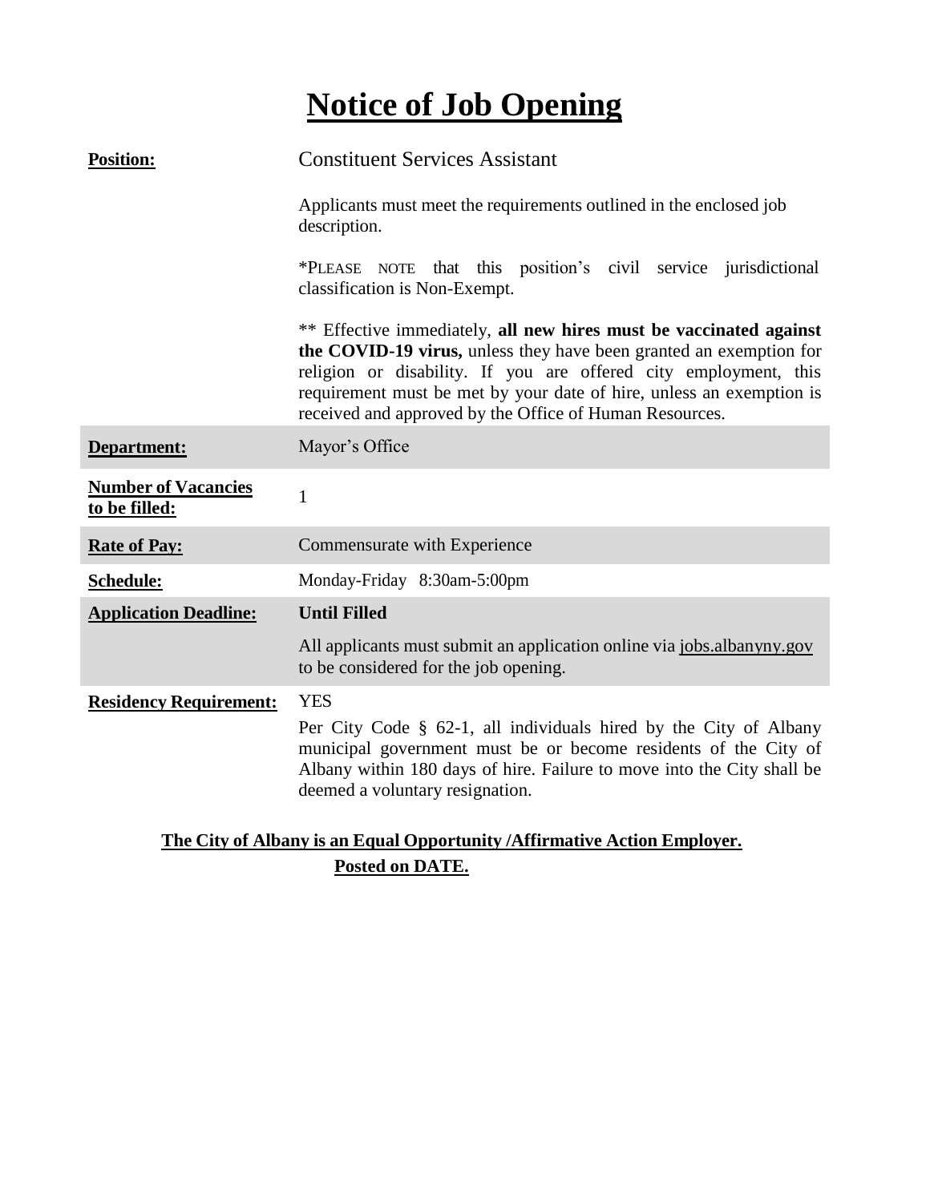# Notice of Job Opening

| | |
|---|---|
| **Position:** | Constituent Services Assistant<br><br>Applicants must meet the requirements outlined in the enclosed job description.<br><br>*PLEASE NOTE that this position's civil service jurisdictional classification is Non-Exempt.<br><br>** Effective immediately, **all new hires must be vaccinated against the COVID-19 virus,** unless they have been granted an exemption for religion or disability. If you are offered city employment, this requirement must be met by your date of hire, unless an exemption is received and approved by the Office of Human Resources. |
| **Department:** | Mayor's Office |
| **Number of Vacancies to be filled:** | 1 |
| **Rate of Pay:** | Commensurate with Experience |
| **Schedule:** | Monday-Friday 8:30am-5:00pm |
| **Application Deadline:** | **Until Filled**<br><br>All applicants must submit an application online via jobs.albanyny.gov to be considered for the job opening. |
| **Residency Requirement:** | YES<br><br>Per City Code § 62-1, all individuals hired by the City of Albany municipal government must be or become residents of the City of Albany within 180 days of hire. Failure to move into the City shall be deemed a voluntary resignation. |

**The City of Albany is an Equal Opportunity /Affirmative Action Employer.**

**Posted on DATE.**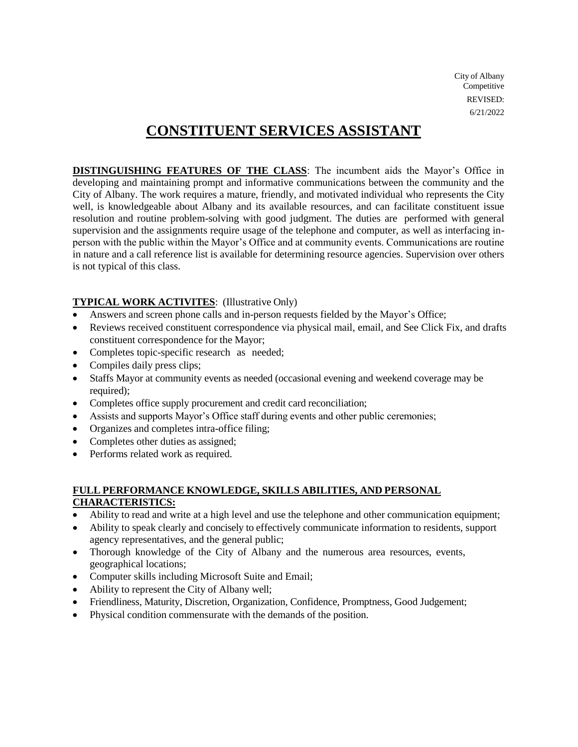City of Albany
Competitive
REVISED:
6/21/2022

# CONSTITUENT SERVICES ASSISTANT

**DISTINGUISHING FEATURES OF THE CLASS**: The incumbent aids the Mayor's Office in developing and maintaining prompt and informative communications between the community and the City of Albany. The work requires a mature, friendly, and motivated individual who represents the City well, is knowledgeable about Albany and its available resources, and can facilitate constituent issue resolution and routine problem-solving with good judgment. The duties are performed with general supervision and the assignments require usage of the telephone and computer, as well as interfacing in-person with the public within the Mayor's Office and at community events. Communications are routine in nature and a call reference list is available for determining resource agencies. Supervision over others is not typical of this class.

**TYPICAL WORK ACTIVITES**: (Illustrative Only)

- Answers and screen phone calls and in-person requests fielded by the Mayor's Office;
- Reviews received constituent correspondence via physical mail, email, and See Click Fix, and drafts constituent correspondence for the Mayor;
- Completes topic-specific research as needed;
- Compiles daily press clips;
- Staffs Mayor at community events as needed (occasional evening and weekend coverage may be required);
- Completes office supply procurement and credit card reconciliation;
- Assists and supports Mayor's Office staff during events and other public ceremonies;
- Organizes and completes intra-office filing;
- Completes other duties as assigned;
- Performs related work as required.

**FULL PERFORMANCE KNOWLEDGE, SKILLS ABILITIES, AND PERSONAL CHARACTERISTICS:**

- Ability to read and write at a high level and use the telephone and other communication equipment;
- Ability to speak clearly and concisely to effectively communicate information to residents, support agency representatives, and the general public;
- Thorough knowledge of the City of Albany and the numerous area resources, events, geographical locations;
- Computer skills including Microsoft Suite and Email;
- Ability to represent the City of Albany well;
- Friendliness, Maturity, Discretion, Organization, Confidence, Promptness, Good Judgement;
- Physical condition commensurate with the demands of the position.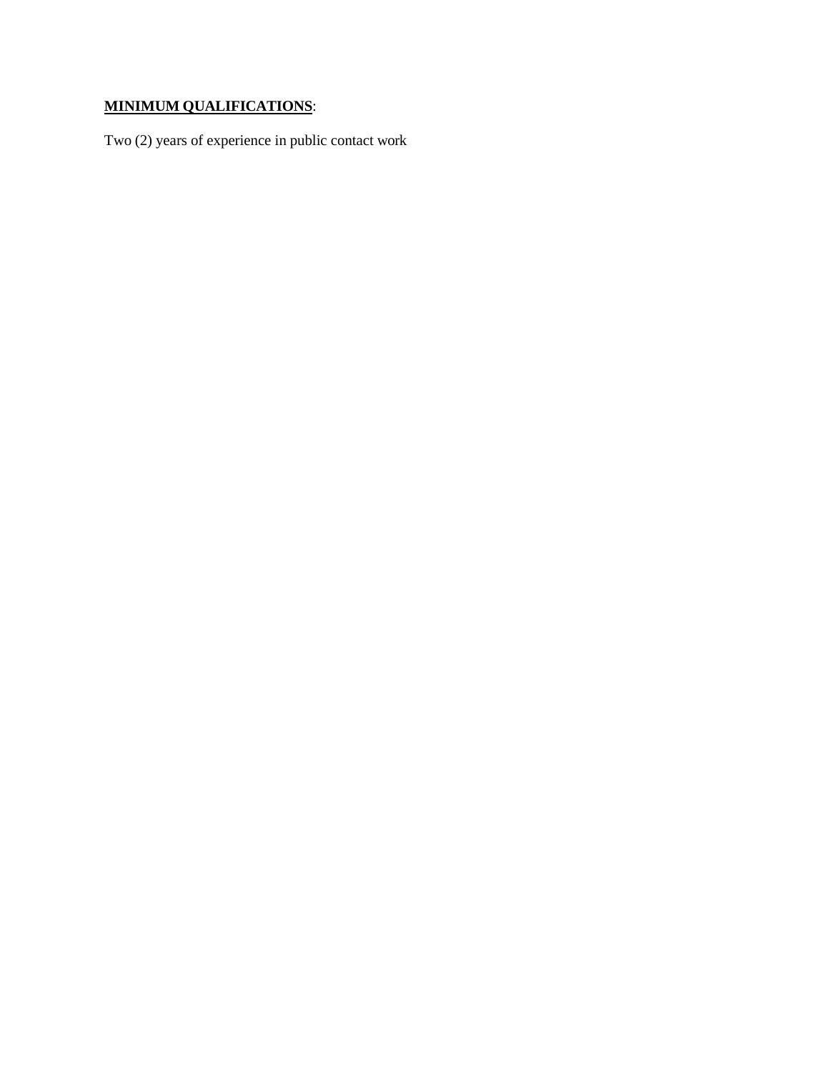**<u>MINIMUM QUALIFICATIONS</u>**:

Two (2) years of experience in public contact work